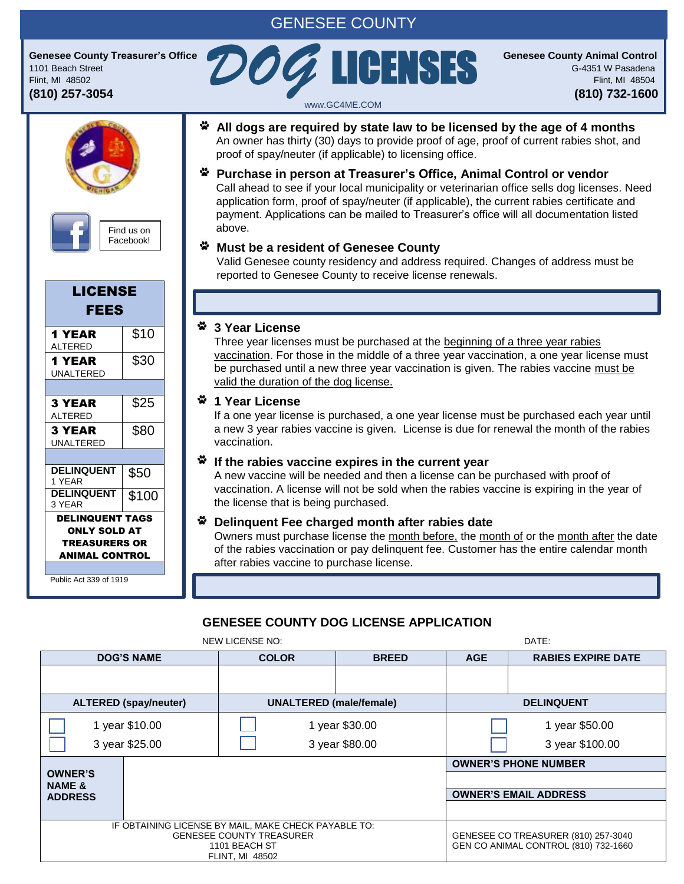# GENESEE COUNTY

**Genesee County Treasurer's Office**
1101 Beach Street
Flint, MI 48502
**(810) 257-3054**

# DOG LICENSES

www.GC4ME.COM

**Genesee County Animal Control**
G-4351 W Pasadena
Flint, MI 48504
**(810) 732-1600**

Find us on Facebook!

| LICENSE FEES | |
|---|---|
| **1 YEAR** ALTERED | $10 |
| **1 YEAR** UNALTERED | $30 |
| **3 YEAR** ALTERED | $25 |
| **3 YEAR** UNALTERED | $80 |
| **DELINQUENT** 1 YEAR | $50 |
| **DELINQUENT** 3 YEAR | $100 |
| **DELINQUENT TAGS ONLY SOLD AT TREASURERS OR ANIMAL CONTROL** | |

Public Act 339 of 1919

- **All dogs are required by state law to be licensed by the age of 4 months**
  An owner has thirty (30) days to provide proof of age, proof of current rabies shot, and proof of spay/neuter (if applicable) to licensing office.

- **Purchase in person at Treasurer's Office, Animal Control or vendor**
  Call ahead to see if your local municipality or veterinarian office sells dog licenses. Need application form, proof of spay/neuter (if applicable), the current rabies certificate and payment. Applications can be mailed to Treasurer's office will all documentation listed above.

- **Must be a resident of Genesee County**
  Valid Genesee county residency and address required. Changes of address must be reported to Genesee County to receive license renewals.

- **3 Year License**
  Three year licenses must be purchased at the <u>beginning of a three year rabies vaccination</u>. For those in the middle of a three year vaccination, a one year license must be purchased until a new three year vaccination is given. The rabies vaccine <u>must be valid the duration of the dog license.</u>

- **1 Year License**
  If a one year license is purchased, a one year license must be purchased each year until a new 3 year rabies vaccine is given. License is due for renewal the month of the rabies vaccination.

- **If the rabies vaccine expires in the current year**
  A new vaccine will be needed and then a license can be purchased with proof of vaccination. A license will not be sold when the rabies vaccine is expiring in the year of the license that is being purchased.

- **Delinquent Fee charged month after rabies date**
  Owners must purchase license the <u>month before,</u> the <u>month of</u> or the <u>month after</u> the date of the rabies vaccination or pay delinquent fee. Customer has the entire calendar month after rabies vaccine to purchase license.

## GENESEE COUNTY DOG LICENSE APPLICATION

NEW LICENSE NO: DATE:

| DOG'S NAME | COLOR | BREED | AGE | RABIES EXPIRE DATE |
|---|---|---|---|---|
| | | | | |

| ALTERED (spay/neuter) | UNALTERED (male/female) | DELINQUENT |
|---|---|---|
| ☐ 1 year $10.00 | ☐ 1 year $30.00 | ☐ 1 year $50.00 |
| ☐ 3 year $25.00 | ☐ 3 year $80.00 | ☐ 3 year $100.00 |

| OWNER'S NAME & ADDRESS | | OWNER'S PHONE NUMBER |
|---|---|---|
| | | |
| | | OWNER'S EMAIL ADDRESS |
| | | |

IF OBTAINING LICENSE BY MAIL, MAKE CHECK PAYABLE TO:
GENESEE COUNTY TREASURER
1101 BEACH ST
FLINT, MI 48502

GENESEE CO TREASURER (810) 257-3040
GEN CO ANIMAL CONTROL (810) 732-1660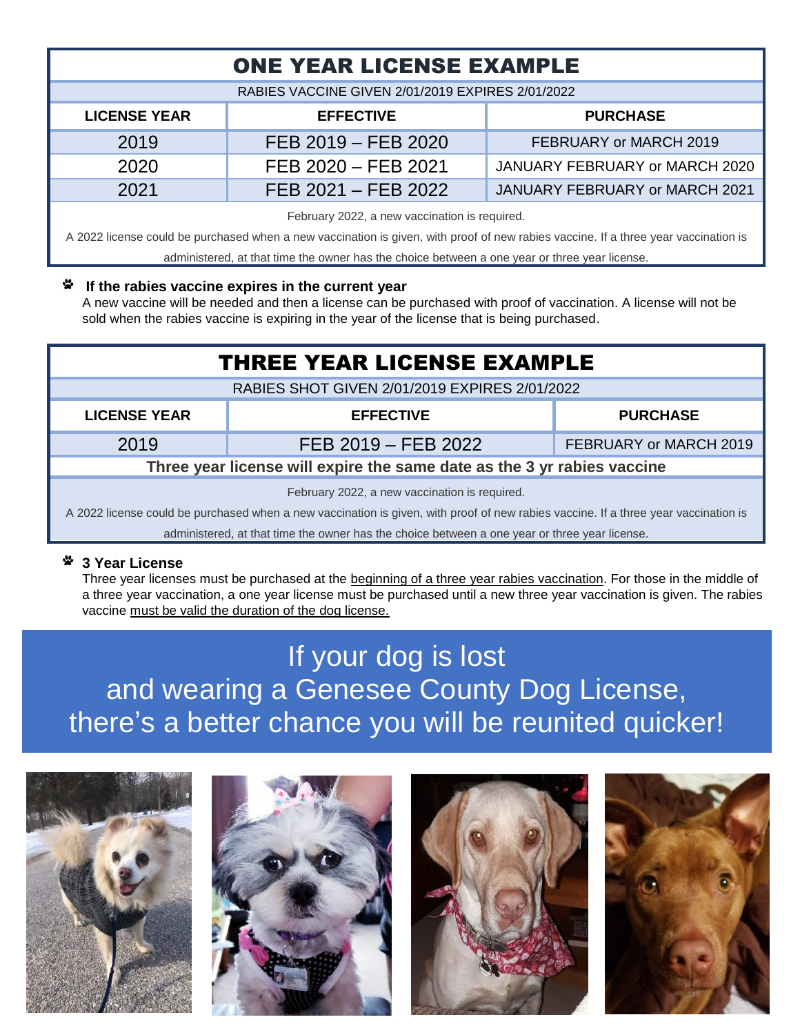## ONE YEAR LICENSE EXAMPLE

RABIES VACCINE GIVEN 2/01/2019 EXPIRES 2/01/2022

| LICENSE YEAR | EFFECTIVE | PURCHASE |
|---|---|---|
| 2019 | FEB 2019 – FEB 2020 | FEBRUARY or MARCH 2019 |
| 2020 | FEB 2020 – FEB 2021 | JANUARY FEBRUARY or MARCH 2020 |
| 2021 | FEB 2021 – FEB 2022 | JANUARY FEBRUARY or MARCH 2021 |

February 2022, a new vaccination is required.

A 2022 license could be purchased when a new vaccination is given, with proof of new rabies vaccine. If a three year vaccination is administered, at that time the owner has the choice between a one year or three year license.

- **If the rabies vaccine expires in the current year**
  A new vaccine will be needed and then a license can be purchased with proof of vaccination. A license will not be sold when the rabies vaccine is expiring in the year of the license that is being purchased.

## THREE YEAR LICENSE EXAMPLE

RABIES SHOT GIVEN 2/01/2019 EXPIRES 2/01/2022

| LICENSE YEAR | EFFECTIVE | PURCHASE |
|---|---|---|
| 2019 | FEB 2019 – FEB 2022 | FEBRUARY or MARCH 2019 |

**Three year license will expire the same date as the 3 yr rabies vaccine**

February 2022, a new vaccination is required.

A 2022 license could be purchased when a new vaccination is given, with proof of new rabies vaccine. If a three year vaccination is administered, at that time the owner has the choice between a one year or three year license.

- **3 Year License**
  Three year licenses must be purchased at the beginning of a three year rabies vaccination. For those in the middle of a three year vaccination, a one year license must be purchased until a new three year vaccination is given. The rabies vaccine must be valid the duration of the dog license.

If your dog is lost and wearing a Genesee County Dog License, there's a better chance you will be reunited quicker!